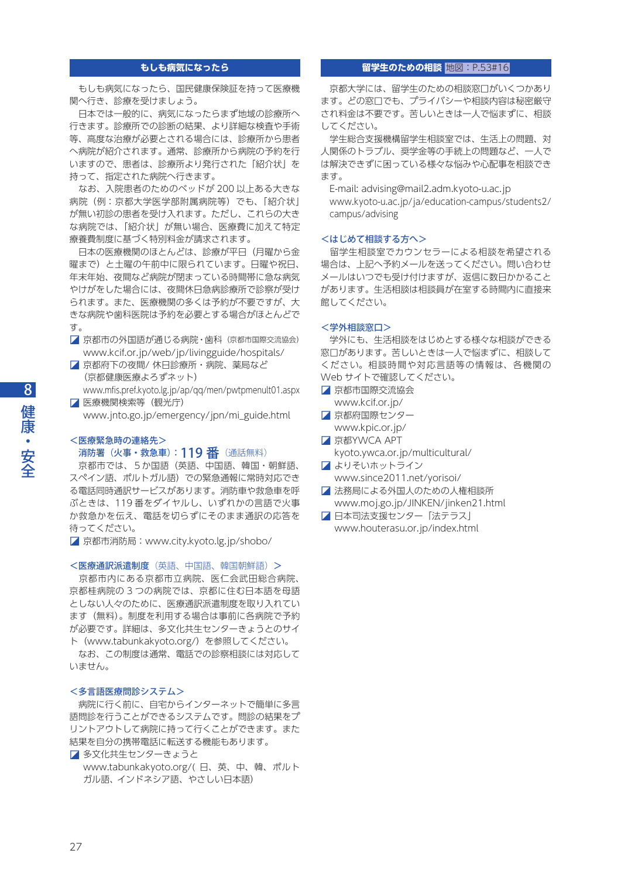## もしも病気になったら

もしも病気になったら、国民健康保険証を持って医療機関へ行き、診療を受けましょう。

日本では一般的に、病気になったらまず地域の診療所へ行きます。診療所での診断の結果、より詳細な検査や手術等、高度な治療が必要とされる場合には、診療所から患者へ病院が紹介されます。通常、診療所から病院の予約を行いますので、患者は、診療所より発行された「紹介状」を持って、指定された病院へ行きます。

なお、入院患者のためのベッドが 200 以上ある大きな病院（例：京都大学医学部附属病院等）でも、「紹介状」が無い初診の患者を受け入れます。ただし、これらの大きな病院では、「紹介状」が無い場合、医療費に加えて特定療養費制度に基づく特別料金が請求されます。

日本の医療機関のほとんどは、診療が平日（月曜から金曜まで）と土曜の午前中に限られています。日曜や祝日、年末年始、夜間など病院が閉まっている時間帯に急な病気やけがをした場合には、夜間休日急病診療所で診察が受けられます。また、医療機関の多くは予約が不要ですが、大きな病院や歯科医院は予約を必要とする場合がほとんどです。

- 京都市の外国語が通じる病院・歯科（京都市国際交流協会）
  www.kcif.or.jp/web/jp/livingguide/hospitals/
- 京都府下の夜間/ 休日診療所・病院、薬局など（京都健康医療よろずネット）
  www.mfis.pref.kyoto.lg.jp/ap/qq/men/pwtpmenult01.aspx
- 医療機関検索等（観光庁）
  www.jnto.go.jp/emergency/jpn/mi_guide.html

### <医療緊急時の連絡先>

消防署（火事・救急車）：119 番（通話無料）

京都市では、５か国語（英語、中国語、韓国・朝鮮語、スペイン語、ポルトガル語）での緊急通報に常時対応できる電話同時通訳サービスがあります。消防車や救急車を呼ぶときは、119 番をダイヤルし、いずれかの言語で火事か救急かを伝え、電話を切らずにそのまま通訳の応答を待ってください。

- 京都市消防局：www.city.kyoto.lg.jp/shobo/

### <医療通訳派遣制度（英語、中国語、韓国朝鮮語）>

京都市内にある京都市立病院、医仁会武田総合病院、京都桂病院の 3 つの病院では、京都に住む日本語を母語としない人々のために、医療通訳派遣制度を取り入れています（無料）。制度を利用する場合は事前に各病院で予約が必要です。詳細は、多文化共生センターきょうとのサイト（www.tabunkakyoto.org/）を参照してください。

なお、この制度は通常、電話での診察相談には対応していません。

### <多言語医療問診システム>

病院に行く前に、自宅からインターネットで簡単に多言語問診を行うことができるシステムです。問診の結果をプリントアウトして病院に持って行くことができます。また結果を自分の携帯電話に転送する機能もあります。

- 多文化共生センターきょうと
  www.tabunkakyoto.org/( 日、英、中、韓、ポルトガル語、インドネシア語、やさしい日本語)

## 留学生のための相談 地図：P.53#16

京都大学には、留学生のための相談窓口がいくつかあります。どの窓口でも、プライバシーや相談内容は秘密厳守され料金は不要です。苦しいときは一人で悩まずに、相談してください。

学生総合支援機構留学生相談室では、生活上の問題、対人関係のトラブル、奨学金等の手続上の問題など、一人では解決できずに困っている様々な悩みや心配事を相談できます。

E-mail: advising@mail2.adm.kyoto-u.ac.jp
www.kyoto-u.ac.jp/ja/education-campus/students2/campus/advising

### <はじめて相談する方へ>

留学生相談室でカウンセラーによる相談を希望される場合は、上記へ予約メールを送ってください。問い合わせメールはいつでも受け付けますが、返信に数日かかることがあります。生活相談は相談員が在室する時間内に直接来館してください。

### <学外相談窓口>

学外にも、生活相談をはじめとする様々な相談ができる窓口があります。苦しいときは一人で悩まずに、相談してください。相談時間や対応言語等の情報は、各機関の Web サイトで確認してください。

- 京都市国際交流協会
  www.kcif.or.jp/
- 京都府国際センター
  www.kpic.or.jp/
- 京都YWCA APT
  kyoto.ywca.or.jp/multicultural/
- よりそいホットライン
  www.since2011.net/yorisoi/
- 法務局による外国人のための人権相談所
  www.moj.go.jp/JINKEN/jinken21.html
- 日本司法支援センター「法テラス」
  www.houterasu.or.jp/index.html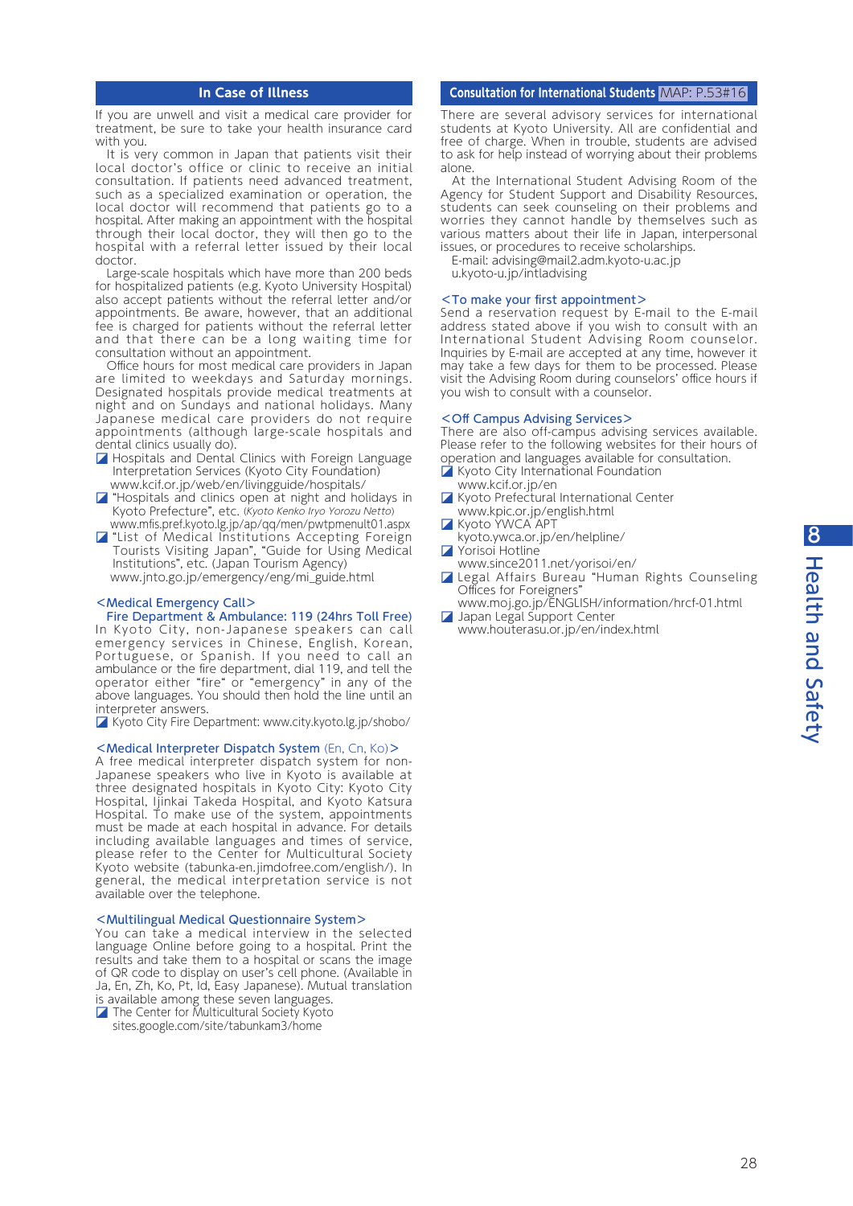## In Case of Illness

If you are unwell and visit a medical care provider for treatment, be sure to take your health insurance card with you.

It is very common in Japan that patients visit their local doctor's office or clinic to receive an initial consultation. If patients need advanced treatment, such as a specialized examination or operation, the local doctor will recommend that patients go to a hospital. After making an appointment with the hospital through their local doctor, they will then go to the hospital with a referral letter issued by their local doctor.

Large-scale hospitals which have more than 200 beds for hospitalized patients (e.g. Kyoto University Hospital) also accept patients without the referral letter and/or appointments. Be aware, however, that an additional fee is charged for patients without the referral letter and that there can be a long waiting time for consultation without an appointment.

Office hours for most medical care providers in Japan are limited to weekdays and Saturday mornings. Designated hospitals provide medical treatments at night and on Sundays and national holidays. Many Japanese medical care providers do not require appointments (although large-scale hospitals and dental clinics usually do).

- Hospitals and Dental Clinics with Foreign Language Interpretation Services (Kyoto City Foundation)
  www.kcif.or.jp/web/en/livingguide/hospitals/
- "Hospitals and clinics open at night and holidays in Kyoto Prefecture", etc. (*Kyoto Kenko Iryo Yorozu Netto*)
  www.mfis.pref.kyoto.lg.jp/ap/qq/men/pwtpmenult01.aspx
- "List of Medical Institutions Accepting Foreign Tourists Visiting Japan", "Guide for Using Medical Institutions", etc. (Japan Tourism Agency)
  www.jnto.go.jp/emergency/eng/mi_guide.html

### <Medical Emergency Call>

**Fire Department & Ambulance: 119 (24hrs Toll Free)**

In Kyoto City, non-Japanese speakers can call emergency services in Chinese, English, Korean, Portuguese, or Spanish. If you need to call an ambulance or the fire department, dial 119, and tell the operator either "fire" or "emergency" in any of the above languages. You should then hold the line until an interpreter answers.

- Kyoto City Fire Department: www.city.kyoto.lg.jp/shobo/

### <Medical Interpreter Dispatch System (En, Cn, Ko)>

A free medical interpreter dispatch system for non-Japanese speakers who live in Kyoto is available at three designated hospitals in Kyoto City: Kyoto City Hospital, Ijinkai Takeda Hospital, and Kyoto Katsura Hospital. To make use of the system, appointments must be made at each hospital in advance. For details including available languages and times of service, please refer to the Center for Multicultural Society Kyoto website (tabunka-en.jimdofree.com/english/). In general, the medical interpretation service is not available over the telephone.

### <Multilingual Medical Questionnaire System>

You can take a medical interview in the selected language Online before going to a hospital. Print the results and take them to a hospital or scans the image of QR code to display on user's cell phone. (Available in Ja, En, Zh, Ko, Pt, Id, Easy Japanese). Mutual translation is available among these seven languages.

- The Center for Multicultural Society Kyoto
  sites.google.com/site/tabunkam3/home

## Consultation for International Students MAP: P.53#16

There are several advisory services for international students at Kyoto University. All are confidential and free of charge. When in trouble, students are advised to ask for help instead of worrying about their problems alone.

At the International Student Advising Room of the Agency for Student Support and Disability Resources, students can seek counseling on their problems and worries they cannot handle by themselves such as various matters about their life in Japan, interpersonal issues, or procedures to receive scholarships.

E-mail: advising@mail2.adm.kyoto-u.ac.jp
u.kyoto-u.jp/intladvising

### <To make your first appointment>

Send a reservation request by E-mail to the E-mail address stated above if you wish to consult with an International Student Advising Room counselor. Inquiries by E-mail are accepted at any time, however it may take a few days for them to be processed. Please visit the Advising Room during counselors' office hours if you wish to consult with a counselor.

### <Off Campus Advising Services>

There are also off-campus advising services available. Please refer to the following websites for their hours of operation and languages available for consultation.

- Kyoto City International Foundation
  www.kcif.or.jp/en
- Kyoto Prefectural International Center
  www.kpic.or.jp/english.html
- Kyoto YWCA APT
  kyoto.ywca.or.jp/en/helpline/
- Yorisoi Hotline
  www.since2011.net/yorisoi/en/
- Legal Affairs Bureau "Human Rights Counseling Offices for Foreigners"
  www.moj.go.jp/ENGLISH/information/hrcf-01.html
- Japan Legal Support Center
  www.houterasu.or.jp/en/index.html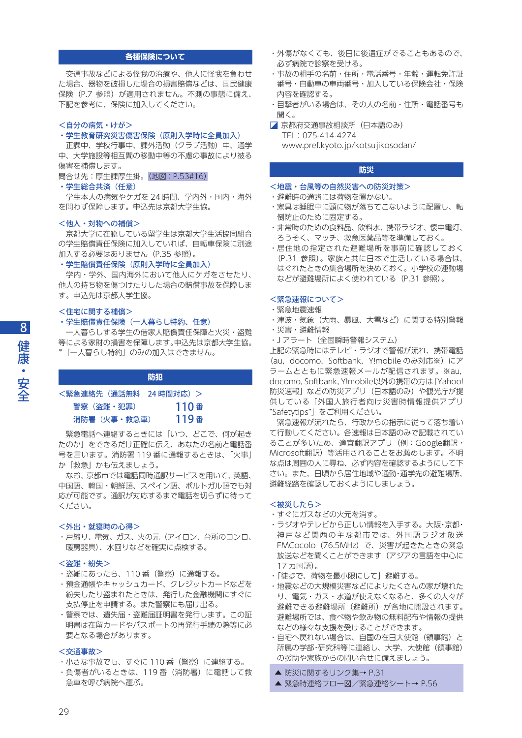## 各種保険について

交通事故などによる怪我の治療や、他人に怪我を負わせた場合、器物を破損した場合の損害賠償などは、国民健康保険（P.7 参照）が適用されません。不測の事態に備え、下記を参考に、保険に加入してください。

### <自分の病気・けが>

**・学生教育研究災害傷害保険（原則入学時に全員加入）**

正課中、学校行事中、課外活動（クラブ活動）中、通学中、大学施設等相互間の移動中等の不慮の事故により被る傷害を補償します。
問合せ先：厚生課厚生掛。（地図：P.53#16）

**・学生総合共済（任意）**

学生本人の病気やケガを 24 時間、学内外・国内・海外を問わず保障します。申込先は京都大学生協。

### <他人・対物への補償>

京都大学に在籍している留学生は京都大学生活協同組合の学生賠償責任保険に加入していれば、自転車保険に別途加入する必要はありません（P.35 参照）。

**・学生賠償責任保険（原則入学時に全員加入）**

学内・学外、国内海外において他人にケガをさせたり、他人の持ち物を傷つけたりした場合の賠償事故を保障します。申込先は京都大学生協。

### <住宅に関する補償>

**・学生賠償責任保険（一人暮らし特約、任意）**

一人暮らしする学生の借家人賠償責任保障と火災・盗難等による家財の損害を保障します。申込先は京都大学生協。
*「一人暮らし特約」のみの加入はできません。

## 防犯

### <緊急連絡先（通話無料　24 時間対応）>

警察（盗難・犯罪）　110 番
消防署（火事・救急車）　119 番

緊急電話へ連絡するときには「いつ、どこで、何が起きたのか」をできるだけ正確に伝え、あなたの名前と電話番号を言います。消防署 119 番に通報するときは、「火事」か「救急」かも伝えましょう。

なお、京都市では電話同時通訳サービスを用いて、英語、中国語、韓国・朝鮮語、スペイン語、ポルトガル語でも対応が可能です。通訳が対応するまで電話を切らずに待ってください。

### <外出・就寝時の心得>

- 戸締り、電気、ガス、火の元（アイロン、台所のコンロ、暖房器具）、水回りなどを確実に点検する。

### <盗難・紛失>

- 盗難にあったら、110 番（警察）に通報する。
- 預金通帳やキャッシュカード、クレジットカードなどを紛失したり盗まれたときは、発行した金融機関にすぐに支払停止を申請する。また警察にも届け出る。
- 警察では、遺失届・盗難届証明書を発行します。この証明書は在留カードやパスポートの再発行手続の際等に必要となる場合があります。

### <交通事故>

- 小さな事故でも、すぐに 110 番（警察）に連絡する。
- 負傷者がいるときは、119 番（消防署）に電話して救急車を呼び病院へ運ぶ。
- 外傷がなくても、後日に後遺症がでることもあるので、必ず病院で診察を受ける。
- 事故の相手の名前・住所・電話番号・年齢・運転免許証番号・自動車の車両番号・加入している保険会社・保険内容を確認する。
- 目撃者がいる場合は、その人の名前・住所・電話番号も聞く。

◪ 京都府交通事故相談所（日本語のみ）
TEL：075-414-4274
www.pref.kyoto.jp/kotsujikosodan/

## 防災

### <地震・台風等の自然災害への防災対策>

- 避難時の通路には荷物を置かない。
- 家具は睡眠中に頭に物が落ちてこないように配置し、転倒防止のために固定する。
- 非常時のための食料品、飲料水、携帯ラジオ、懐中電灯、ろうそく、マッチ、救急医薬品等を準備しておく。
- 居住地の指定された避難場所を事前に確認しておく（P.31 参照）。家族と共に日本で生活している場合は、はぐれたときの集合場所を決めておく。小学校の運動場などが避難場所によく使われている（P.31 参照）。

### <緊急速報について>

- 緊急地震速報
- 津波・気象（大雨、暴風、大雪など）に関する特別警報
- 災害・避難情報
- Ｊアラート（全国瞬時警報システム）

上記の緊急時にはテレビ・ラジオで警報が流れ、携帯電話（au，docomo，Softbank，Y!mobile のみ対応※）にアラームとともに緊急速報メールが配信されます。※au, docomo, Softbank, Y!mobile以外の携帯の方は「Yahoo!防災速報」などの防災アプリ（日本語のみ）や観光庁が提供している「外国人旅行者向け災害時情報提供アプリ“Safetytips”」をご利用ください。

緊急速報が流れたら、行政からの指示に従って落ち着いて行動してください。各速報は日本語のみで記載されていることが多いため、適宜翻訳アプリ（例：Google翻訳・Microsoft翻訳）等活用されることをお薦めします。不明な点は周囲の人に尋ね、必ず内容を確認するようにして下さい。また、日頃から居住地域や通勤・通学先の避難場所、避難経路を確認しておくようにしましょう。

### <被災したら>

- すぐにガスなどの火元を消す。
- ラジオやテレビから正しい情報を入手する。大阪・京都・神戸など関西の主な都市では、外国語ラジオ放送 FMCocolo（76.5MHz）で、災害が起きたときの緊急放送などを聞くことができます（アジアの言語を中心に 17 カ国語）。
- 「徒歩で、荷物を最小限にして」避難する。
- 地震などの大規模災害などによりたくさんの家が壊れたり、電気・ガス・水道が使えなくなると、多くの人々が避難できる避難場所（避難所）が各地に開設されます。避難場所では、食べ物や飲み物の無料配布や情報の提供などの様々な支援を受けることができます。
- 自宅へ戻れない場合は、自国の在日大使館（領事館）と所属の学部・研究科等に連絡し、大学、大使館（領事館）の援助や家族からの問い合せに備えましょう。

▲ 防災に関するリンク集→ P.31
▲ 緊急時連絡フロー図／緊急連絡シート→ P.56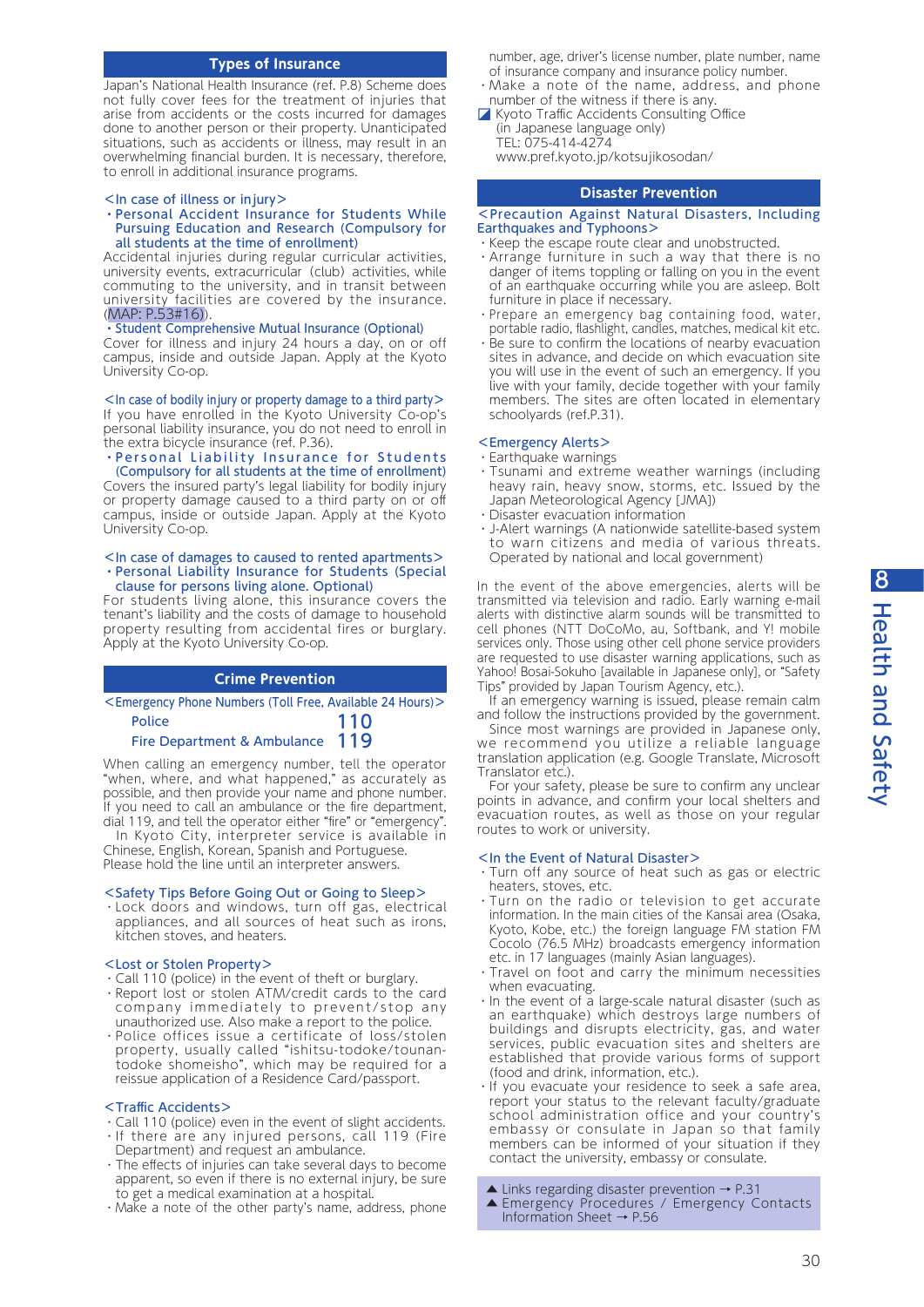## Types of Insurance

Japan's National Health Insurance (ref. P.8) Scheme does not fully cover fees for the treatment of injuries that arise from accidents or the costs incurred for damages done to another person or their property. Unanticipated situations, such as accidents or illness, may result in an overwhelming financial burden. It is necessary, therefore, to enroll in additional insurance programs.

<In case of illness or injury>

- Personal Accident Insurance for Students While Pursuing Education and Research (Compulsory for all students at the time of enrollment)

Accidental injuries during regular curricular activities, university events, extracurricular (club) activities, while commuting to the university, and in transit between university facilities are covered by the insurance. (MAP: P.53#16).

- Student Comprehensive Mutual Insurance (Optional)

Cover for illness and injury 24 hours a day, on or off campus, inside and outside Japan. Apply at the Kyoto University Co-op.

<In case of bodily injury or property damage to a third party>

If you have enrolled in the Kyoto University Co-op's personal liability insurance, you do not need to enroll in the extra bicycle insurance (ref. P.36).

- Personal Liability Insurance for Students (Compulsory for all students at the time of enrollment)

Covers the insured party's legal liability for bodily injury or property damage caused to a third party on or off campus, inside or outside Japan. Apply at the Kyoto University Co-op.

<In case of damages to caused to rented apartments>

- Personal Liability Insurance for Students (Special clause for persons living alone. Optional)

For students living alone, this insurance covers the tenant's liability and the costs of damage to household property resulting from accidental fires or burglary. Apply at the Kyoto University Co-op.

## Crime Prevention

<Emergency Phone Numbers (Toll Free, Available 24 Hours)>

| | |
|---|---|
| Police | 110 |
| Fire Department & Ambulance | 119 |

When calling an emergency number, tell the operator "when, where, and what happened," as accurately as possible, and then provide your name and phone number. If you need to call an ambulance or the fire department, dial 119, and tell the operator either "fire" or "emergency".

In Kyoto City, interpreter service is available in Chinese, English, Korean, Spanish and Portuguese. Please hold the line until an interpreter answers.

<Safety Tips Before Going Out or Going to Sleep>

- Lock doors and windows, turn off gas, electrical appliances, and all sources of heat such as irons, kitchen stoves, and heaters.

<Lost or Stolen Property>

- Call 110 (police) in the event of theft or burglary.
- Report lost or stolen ATM/credit cards to the card company immediately to prevent/stop any unauthorized use. Also make a report to the police.
- Police offices issue a certificate of loss/stolen property, usually called "ishitsu-todoke/tounan-todoke shomeisho", which may be required for a reissue application of a Residence Card/passport.

<Traffic Accidents>

- Call 110 (police) even in the event of slight accidents.
- If there are any injured persons, call 119 (Fire Department) and request an ambulance.
- The effects of injuries can take several days to become apparent, so even if there is no external injury, be sure to get a medical examination at a hospital.
- Make a note of the other party's name, address, phone number, age, driver's license number, plate number, name of insurance company and insurance policy number.
- Make a note of the name, address, and phone number of the witness if there is any.

Kyoto Traffic Accidents Consulting Office
(in Japanese language only)
TEL: 075-414-4274
www.pref.kyoto.jp/kotsujikosodan/

## Disaster Prevention

<Precaution Against Natural Disasters, Including Earthquakes and Typhoons>

- Keep the escape route clear and unobstructed.
- Arrange furniture in such a way that there is no danger of items toppling or falling on you in the event of an earthquake occurring while you are asleep. Bolt furniture in place if necessary.
- Prepare an emergency bag containing food, water, portable radio, flashlight, candles, matches, medical kit etc.
- Be sure to confirm the locations of nearby evacuation sites in advance, and decide on which evacuation site you will use in the event of such an emergency. If you live with your family, decide together with your family members. The sites are often located in elementary schoolyards (ref.P.31).

<Emergency Alerts>

- Earthquake warnings
- Tsunami and extreme weather warnings (including heavy rain, heavy snow, storms, etc. Issued by the Japan Meteorological Agency [JMA])
- Disaster evacuation information
- J-Alert warnings (A nationwide satellite-based system to warn citizens and media of various threats. Operated by national and local government)

In the event of the above emergencies, alerts will be transmitted via television and radio. Early warning e-mail alerts with distinctive alarm sounds will be transmitted to cell phones (NTT DoCoMo, au, Softbank, and Y! mobile services only. Those using other cell phone service providers are requested to use disaster warning applications, such as Yahoo! Bosai-Sokuho [available in Japanese only], or "Safety Tips" provided by Japan Tourism Agency, etc.).

If an emergency warning is issued, please remain calm and follow the instructions provided by the government.

Since most warnings are provided in Japanese only, we recommend you utilize a reliable language translation application (e.g. Google Translate, Microsoft Translator etc.).

For your safety, please be sure to confirm any unclear points in advance, and confirm your local shelters and evacuation routes, as well as those on your regular routes to work or university.

<In the Event of Natural Disaster>

- Turn off any source of heat such as gas or electric heaters, stoves, etc.
- Turn on the radio or television to get accurate information. In the main cities of the Kansai area (Osaka, Kyoto, Kobe, etc.) the foreign language FM station FM Cocolo (76.5 MHz) broadcasts emergency information etc. in 17 languages (mainly Asian languages).
- Travel on foot and carry the minimum necessities when evacuating.
- In the event of a large-scale natural disaster (such as an earthquake) which destroys large numbers of buildings and disrupts electricity, gas, and water services, public evacuation sites and shelters are established that provide various forms of support (food and drink, information, etc.).
- If you evacuate your residence to seek a safe area, report your status to the relevant faculty/graduate school administration office and your country's embassy or consulate in Japan so that family members can be informed of your situation if they contact the university, embassy or consulate.

▲ Links regarding disaster prevention → P.31
▲ Emergency Procedures / Emergency Contacts Information Sheet → P.56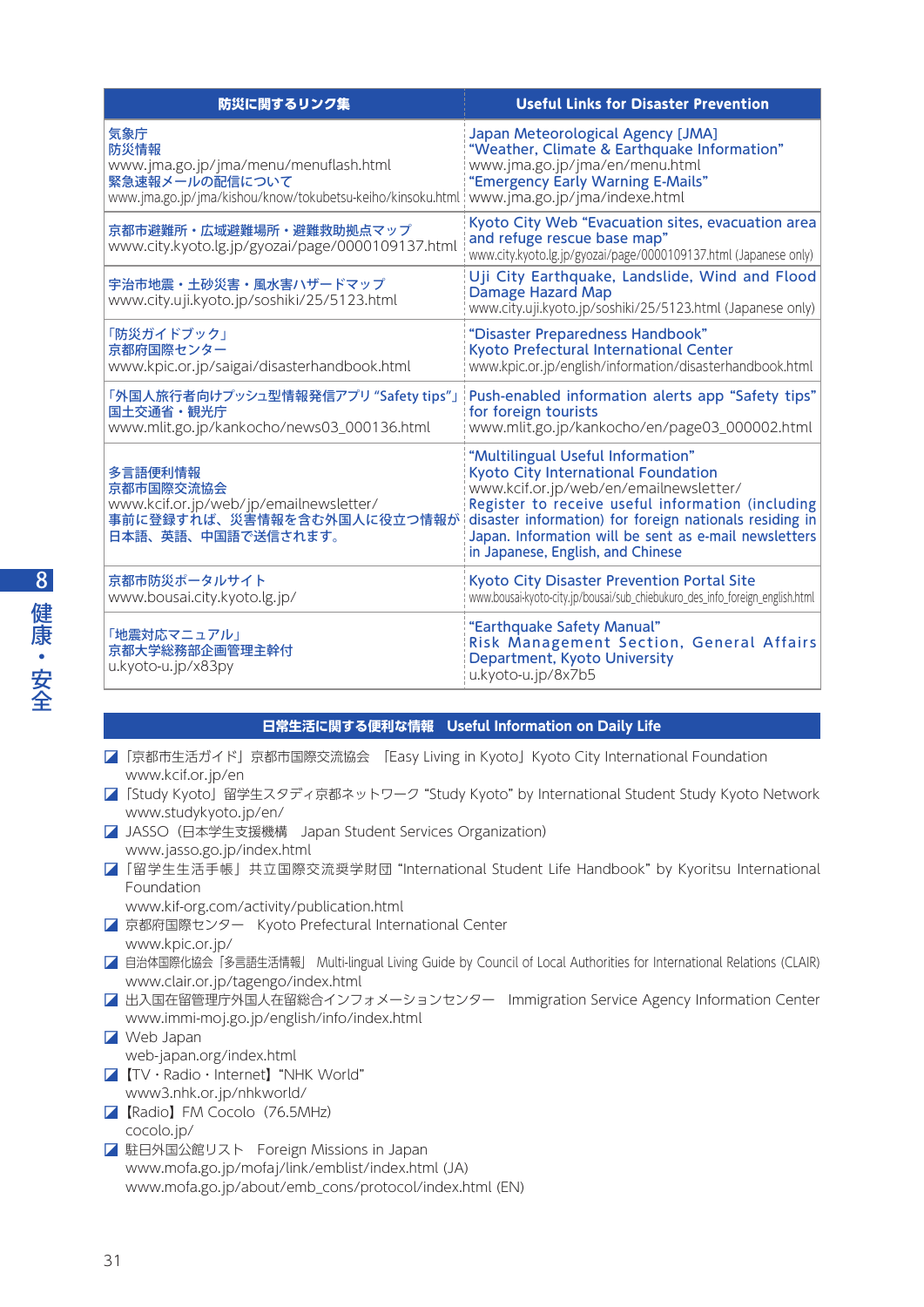| 防災に関するリンク集 | Useful Links for Disaster Prevention |
|---|---|
| 気象庁<br>防災情報<br>www.jma.go.jp/jma/menu/menuflash.html<br>緊急速報メールの配信について<br>www.jma.go.jp/jma/kishou/know/tokubetsu-keiho/kinsoku.html | Japan Meteorological Agency [JMA]<br>“Weather, Climate & Earthquake Information”<br>www.jma.go.jp/jma/en/menu.html<br>“Emergency Early Warning E-Mails”<br>www.jma.go.jp/jma/indexe.html |
| 京都市避難所・広域避難場所・避難救助拠点マップ<br>www.city.kyoto.lg.jp/gyozai/page/0000109137.html | Kyoto City Web “Evacuation sites, evacuation area and refuge rescue base map”<br>www.city.kyoto.lg.jp/gyozai/page/0000109137.html (Japanese only) |
| 宇治市地震・土砂災害・風水害ハザードマップ<br>www.city.uji.kyoto.jp/soshiki/25/5123.html | Uji City Earthquake, Landslide, Wind and Flood Damage Hazard Map<br>www.city.uji.kyoto.jp/soshiki/25/5123.html (Japanese only) |
| 「防災ガイドブック」<br>京都府国際センター<br>www.kpic.or.jp/saigai/disasterhandbook.html | “Disaster Preparedness Handbook”<br>Kyoto Prefectural International Center<br>www.kpic.or.jp/english/information/disasterhandbook.html |
| 「外国人旅行者向けプッシュ型情報発信アプリ “Safety tips”」<br>国土交通省・観光庁<br>www.mlit.go.jp/kankocho/news03_000136.html | Push-enabled information alerts app “Safety tips” for foreign tourists<br>www.mlit.go.jp/kankocho/en/page03_000002.html |
| 多言語便利情報<br>京都市国際交流協会<br>www.kcif.or.jp/web/jp/emailnewsletter/<br>事前に登録すれば、災害情報を含む外国人に役立つ情報が日本語、英語、中国語で送信されます。 | “Multilingual Useful Information”<br>Kyoto City International Foundation<br>www.kcif.or.jp/web/en/emailnewsletter/<br>Register to receive useful information (including disaster information) for foreign nationals residing in Japan. Information will be sent as e-mail newsletters in Japanese, English, and Chinese |
| 京都市防災ポータルサイト<br>www.bousai.city.kyoto.lg.jp/ | Kyoto City Disaster Prevention Portal Site<br>www.bousai-kyoto-city.jp/bousai/sub_chiebukuro_des_info_foreign_english.html |
| 「地震対応マニュアル」<br>京都大学総務部企画管理主幹付<br>u.kyoto-u.jp/x83py | “Earthquake Safety Manual”<br>Risk Management Section, General Affairs Department, Kyoto University<br>u.kyoto-u.jp/8x7b5 |

## 日常生活に関する便利な情報　Useful Information on Daily Life

- 「京都市生活ガイド」京都市国際交流協会　「Easy Living in Kyoto」Kyoto City International Foundation
  www.kcif.or.jp/en
- 「Study Kyoto」留学生スタディ京都ネットワーク “Study Kyoto” by International Student Study Kyoto Network
  www.studykyoto.jp/en/
- JASSO（日本学生支援機構　Japan Student Services Organization)
  www.jasso.go.jp/index.html
- 「留学生生活手帳」共立国際交流奨学財団 “International Student Life Handbook” by Kyoritsu International Foundation
  www.kif-org.com/activity/publication.html
- 京都府国際センター　Kyoto Prefectural International Center
  www.kpic.or.jp/
- 自治体国際化協会「多言語生活情報」 Multi-lingual Living Guide by Council of Local Authorities for International Relations (CLAIR)
  www.clair.or.jp/tagengo/index.html
- 出入国在留管理庁外国人在留総合インフォメーションセンター　Immigration Service Agency Information Center
  www.immi-moj.go.jp/english/info/index.html
- Web Japan
  web-japan.org/index.html
- 【TV・Radio・Internet】“NHK World”
  www3.nhk.or.jp/nhkworld/
- 【Radio】FM Cocolo（76.5MHz)
  cocolo.jp/
- 駐日外国公館リスト　Foreign Missions in Japan
  www.mofa.go.jp/mofaj/link/emblist/index.html (JA)
  www.mofa.go.jp/about/emb_cons/protocol/index.html (EN)